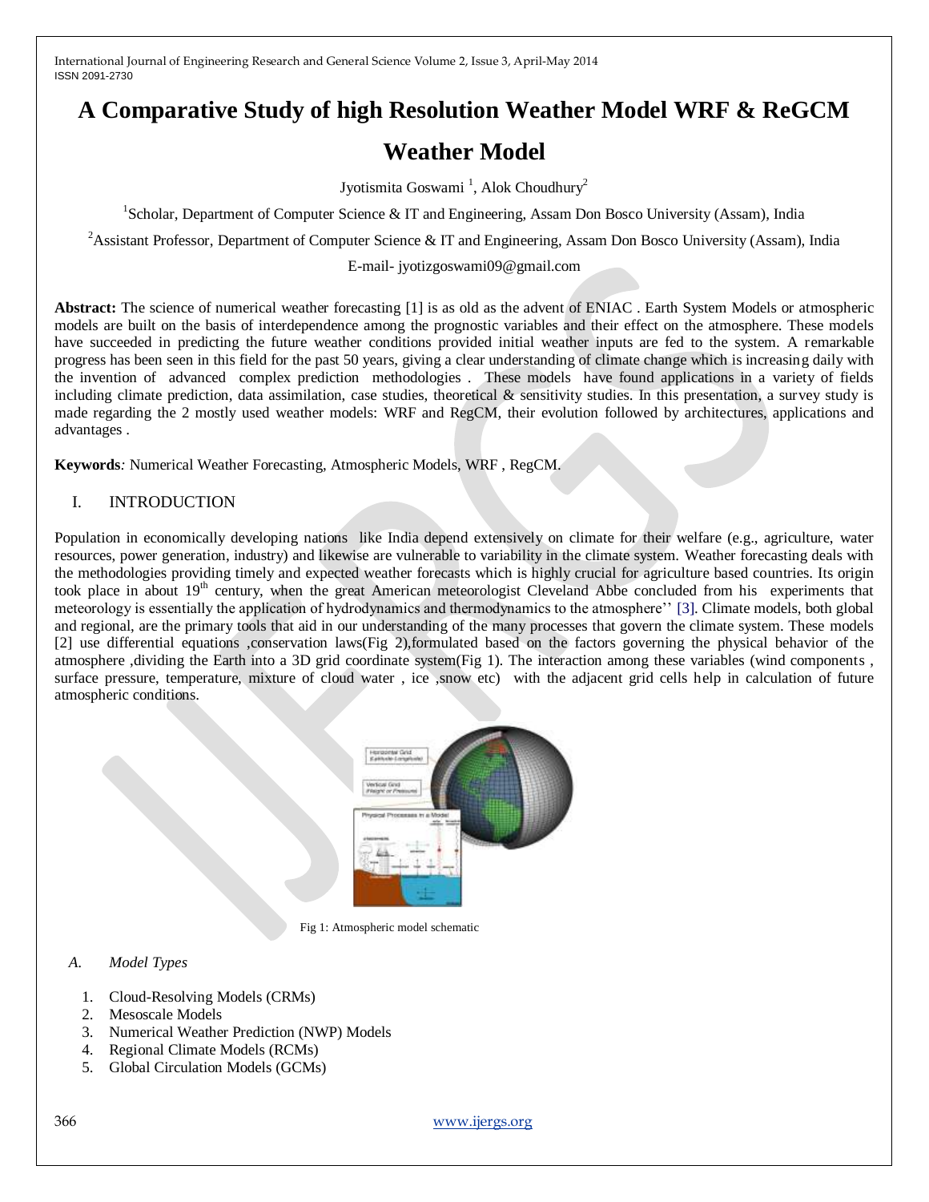# A Comparative Study of high Resolution Weather Model WRF & ReGCM Weather Model

Jyotismita Goswami [1], Alok Choudhury[2]

[1]Scholar, Department of Computer Science & IT and Engineering, Assam Don Bosco University (Assam), India

[2]Assistant Professor, Department of Computer Science & IT and Engineering, Assam Don Bosco University (Assam), India

E-mail- jyotizgoswami09@gmail.com

**Abstract:** The science of numerical weather forecasting [1] is as old as the advent of ENIAC . Earth System Models or atmospheric models are built on the basis of interdependence among the prognostic variables and their effect on the atmosphere. These models have succeeded in predicting the future weather conditions provided initial weather inputs are fed to the system. A remarkable progress has been seen in this field for the past 50 years, giving a clear understanding of climate change which is increasing daily with the invention of advanced complex prediction methodologies . These models have found applications in a variety of fields including climate prediction, data assimilation, case studies, theoretical & sensitivity studies. In this presentation, a survey study is made regarding the 2 mostly used weather models: WRF and RegCM, their evolution followed by architectures, applications and advantages .

**Keywords***:* Numerical Weather Forecasting, Atmospheric Models, WRF , RegCM.

## I. INTRODUCTION

Population in economically developing nations like India depend extensively on climate for their welfare (e.g., agriculture, water resources, power generation, industry) and likewise are vulnerable to variability in the climate system. Weather forecasting deals with the methodologies providing timely and expected weather forecasts which is highly crucial for agriculture based countries. Its origin took place in about 19th century, when the great American meteorologist Cleveland Abbe concluded from his experiments that meteorology is essentially the application of hydrodynamics and thermodynamics to the atmosphere'' [3]. Climate models, both global and regional, are the primary tools that aid in our understanding of the many processes that govern the climate system. These models [2] use differential equations ,conservation laws(Fig 2),formulated based on the factors governing the physical behavior of the atmosphere ,dividing the Earth into a 3D grid coordinate system(Fig 1). The interaction among these variables (wind components , surface pressure, temperature, mixture of cloud water , ice ,snow etc) with the adjacent grid cells help in calculation of future atmospheric conditions.

Fig 1: Atmospheric model schematic

### *A. Model Types*

1. Cloud-Resolving Models (CRMs)
2. Mesoscale Models
3. Numerical Weather Prediction (NWP) Models
4. Regional Climate Models (RCMs)
5. Global Circulation Models (GCMs)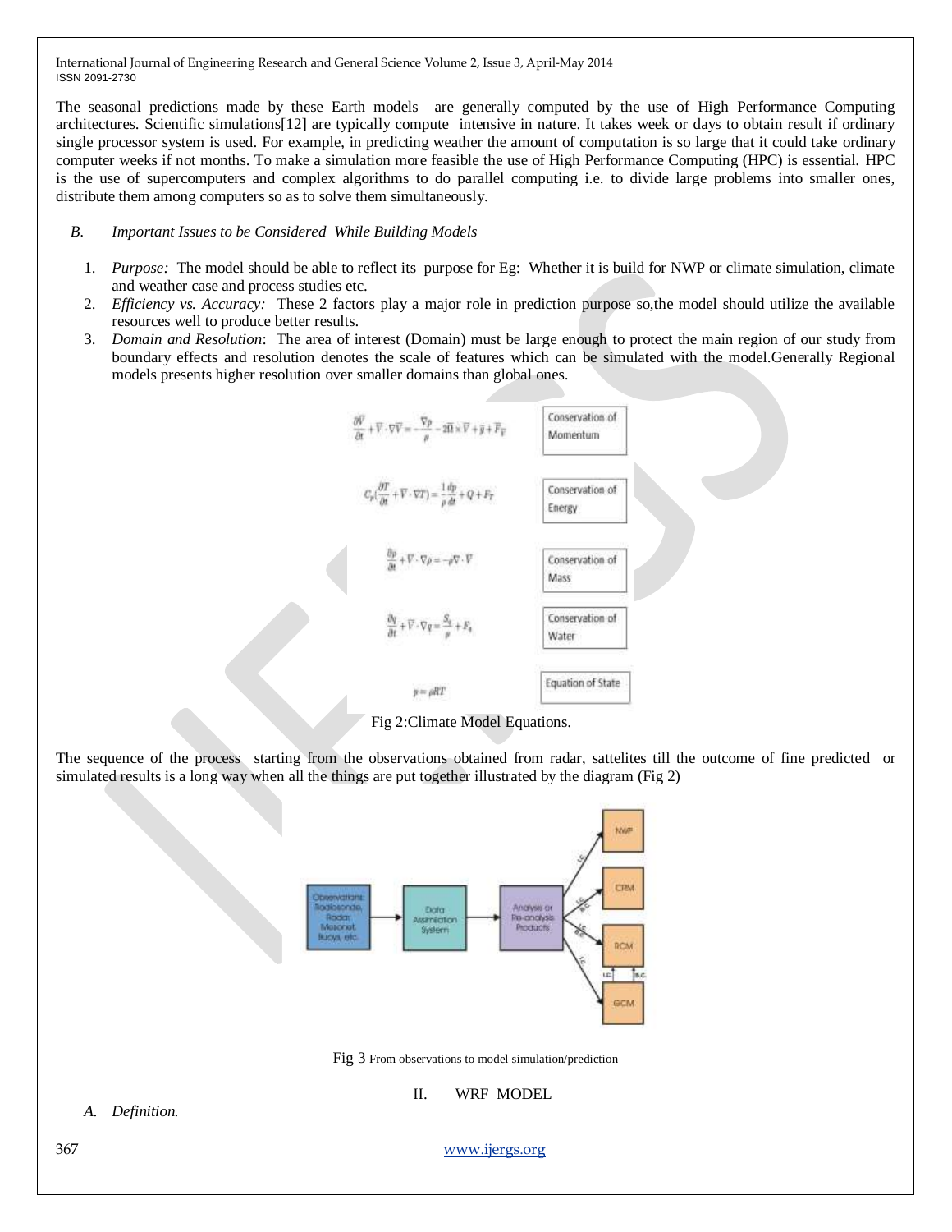The seasonal predictions made by these Earth models are generally computed by the use of High Performance Computing architectures. Scientific simulations[12] are typically compute intensive in nature. It takes week or days to obtain result if ordinary single processor system is used. For example, in predicting weather the amount of computation is so large that it could take ordinary computer weeks if not months. To make a simulation more feasible the use of High Performance Computing (HPC) is essential. HPC is the use of supercomputers and complex algorithms to do parallel computing i.e. to divide large problems into smaller ones, distribute them among computers so as to solve them simultaneously.

### B. *Important Issues to be Considered While Building Models*

1. *Purpose:* The model should be able to reflect its purpose for Eg: Whether it is build for NWP or climate simulation, climate and weather case and process studies etc.
2. *Efficiency vs. Accuracy:* These 2 factors play a major role in prediction purpose so,the model should utilize the available resources well to produce better results.
3. *Domain and Resolution*: The area of interest (Domain) must be large enough to protect the main region of our study from boundary effects and resolution denotes the scale of features which can be simulated with the model.Generally Regional models presents higher resolution over smaller domains than global ones.

| Equation | |
|---|---|
| $\frac{\partial \vec{V}}{\partial t} + \vec{V} \cdot \nabla \vec{V} = -\frac{\nabla p}{\rho} - 2\vec{\Omega} \times \vec{V} + \vec{g} + \vec{F}_{\vec{V}}$ | Conservation of Momentum |
| $C_p\left(\frac{\partial T}{\partial t} + \vec{V} \cdot \nabla T\right) = \frac{1}{\rho}\frac{dp}{dt} + Q + F_T$ | Conservation of Energy |
| $\frac{\partial \rho}{\partial t} + \vec{V} \cdot \nabla \rho = -\rho \nabla \cdot \vec{V}$ | Conservation of Mass |
| $\frac{\partial q}{\partial t} + \vec{V} \cdot \nabla q = \frac{S_q}{\rho} + F_q$ | Conservation of Water |
| $p = \rho R T$ | Equation of State |

Fig 2:Climate Model Equations.

The sequence of the process starting from the observations obtained from radar, sattelites till the outcome of fine predicted or simulated results is a long way when all the things are put together illustrated by the diagram (Fig 2)

Fig 3 From observations to model simulation/prediction

## II. WRF MODEL

### A. *Definition.*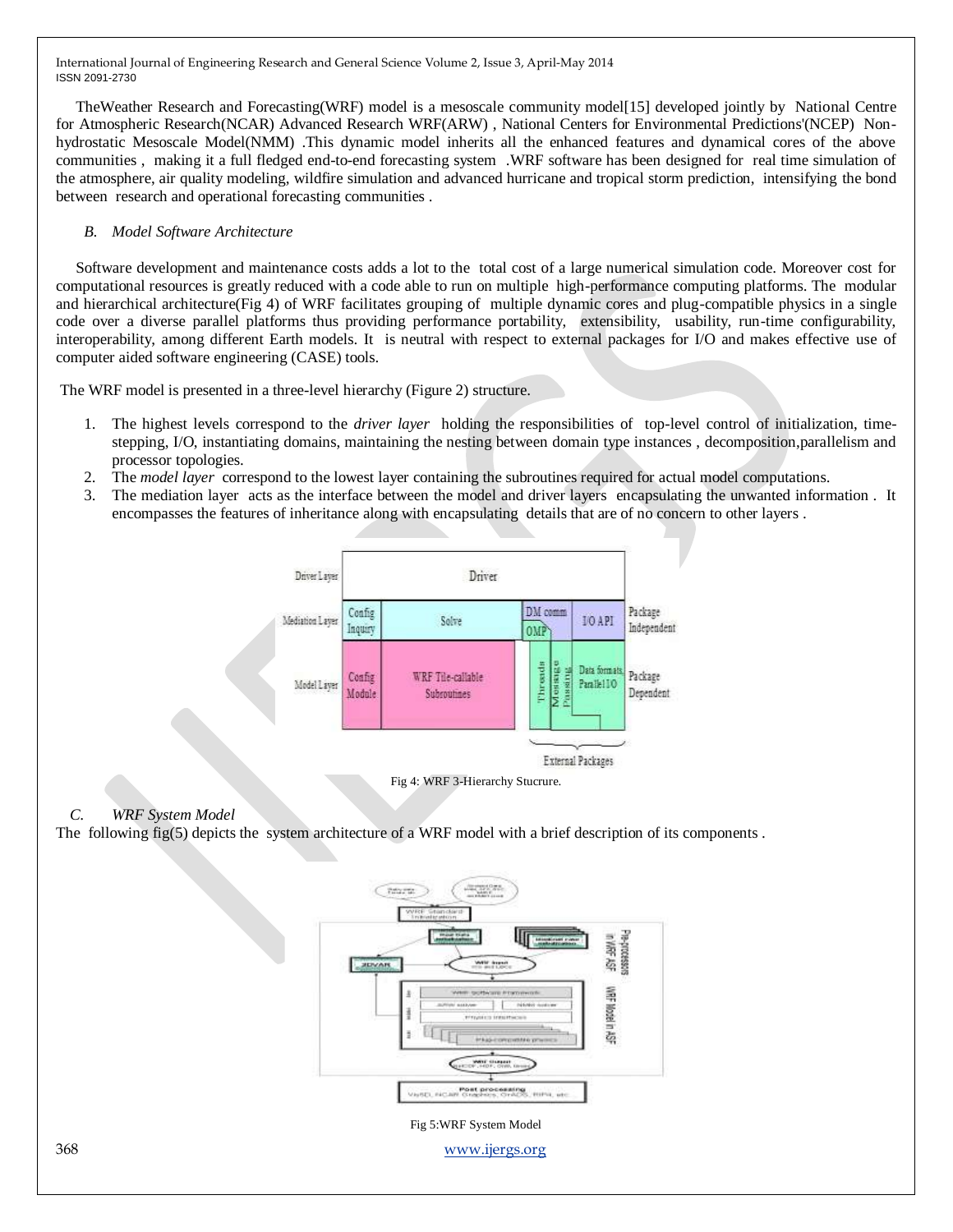TheWeather Research and Forecasting(WRF) model is a mesoscale community model[15] developed jointly by National Centre for Atmospheric Research(NCAR) Advanced Research WRF(ARW) , National Centers for Environmental Predictions'(NCEP) Non-hydrostatic Mesoscale Model(NMM) .This dynamic model inherits all the enhanced features and dynamical cores of the above communities , making it a full fledged end-to-end forecasting system .WRF software has been designed for real time simulation of the atmosphere, air quality modeling, wildfire simulation and advanced hurricane and tropical storm prediction, intensifying the bond between research and operational forecasting communities .

### *B. Model Software Architecture*

Software development and maintenance costs adds a lot to the total cost of a large numerical simulation code. Moreover cost for computational resources is greatly reduced with a code able to run on multiple high-performance computing platforms. The modular and hierarchical architecture(Fig 4) of WRF facilitates grouping of multiple dynamic cores and plug-compatible physics in a single code over a diverse parallel platforms thus providing performance portability, extensibility, usability, run-time configurability, interoperability, among different Earth models. It is neutral with respect to external packages for I/O and makes effective use of computer aided software engineering (CASE) tools.

The WRF model is presented in a three-level hierarchy (Figure 2) structure.

1. The highest levels correspond to the *driver layer* holding the responsibilities of top-level control of initialization, time-stepping, I/O, instantiating domains, maintaining the nesting between domain type instances , decomposition,parallelism and processor topologies.
2. The *model layer* correspond to the lowest layer containing the subroutines required for actual model computations.
3. The mediation layer acts as the interface between the model and driver layers encapsulating the unwanted information . It encompasses the features of inheritance along with encapsulating details that are of no concern to other layers .

Fig 4: WRF 3-Hierarchy Stucrure.

### *C. WRF System Model*

The following fig(5) depicts the system architecture of a WRF model with a brief description of its components .

Fig 5:WRF System Model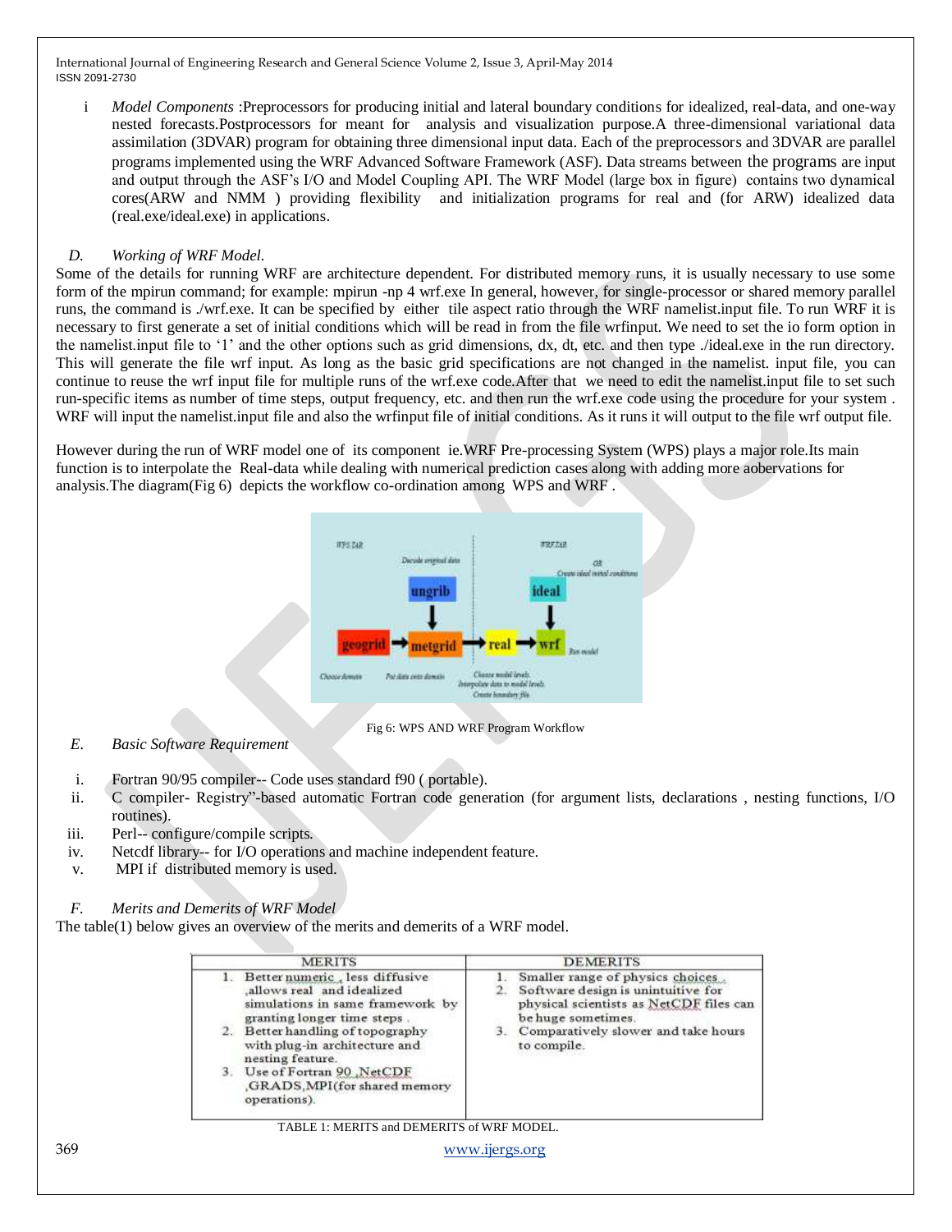i. *Model Components* :Preprocessors for producing initial and lateral boundary conditions for idealized, real-data, and one-way nested forecasts.Postprocessors for meant for analysis and visualization purpose.A three-dimensional variational data assimilation (3DVAR) program for obtaining three dimensional input data. Each of the preprocessors and 3DVAR are parallel programs implemented using the WRF Advanced Software Framework (ASF). Data streams between the programs are input and output through the ASF's I/O and Model Coupling API. The WRF Model (large box in figure) contains two dynamical cores(ARW and NMM ) providing flexibility and initialization programs for real and (for ARW) idealized data (real.exe/ideal.exe) in applications.

### D. *Working of WRF Model.*

Some of the details for running WRF are architecture dependent. For distributed memory runs, it is usually necessary to use some form of the mpirun command; for example: mpirun -np 4 wrf.exe In general, however, for single-processor or shared memory parallel runs, the command is ./wrf.exe. It can be specified by either tile aspect ratio through the WRF namelist.input file. To run WRF it is necessary to first generate a set of initial conditions which will be read in from the file wrfinput. We need to set the io form option in the namelist.input file to '1' and the other options such as grid dimensions, dx, dt, etc. and then type ./ideal.exe in the run directory. This will generate the file wrf input. As long as the basic grid specifications are not changed in the namelist. input file, you can continue to reuse the wrf input file for multiple runs of the wrf.exe code.After that we need to edit the namelist.input file to set such run-specific items as number of time steps, output frequency, etc. and then run the wrf.exe code using the procedure for your system . WRF will input the namelist.input file and also the wrfinput file of initial conditions. As it runs it will output to the file wrf output file.

However during the run of WRF model one of its component ie.WRF Pre-processing System (WPS) plays a major role.Its main function is to interpolate the Real-data while dealing with numerical prediction cases along with adding more aobervations for analysis.The diagram(Fig 6) depicts the workflow co-ordination among WPS and WRF .

Fig 6: WPS AND WRF Program Workflow

### E. *Basic Software Requirement*

i. Fortran 90/95 compiler-- Code uses standard f90 ( portable).
ii. C compiler- Registry"-based automatic Fortran code generation (for argument lists, declarations , nesting functions, I/O routines).
iii. Perl-- configure/compile scripts.
iv. Netcdf library-- for I/O operations and machine independent feature.
v. MPI if distributed memory is used.

### F. *Merits and Demerits of WRF Model*

The table(1) below gives an overview of the merits and demerits of a WRF model.

| MERITS | DEMERITS |
|---|---|
| 1. Better numeric , less diffusive ,allows real and idealized simulations in same framework by granting longer time steps .<br>2. Better handling of topography with plug-in architecture and nesting feature.<br>3. Use of Fortran 90 ,NetCDF ,GRADS,MPI(for shared memory operations). | 1. Smaller range of physics choices .<br>2. Software design is unintuitive for physical scientists as NetCDF files can be huge sometimes.<br>3. Comparatively slower and take hours to compile. |

TABLE 1: MERITS and DEMERITS of WRF MODEL.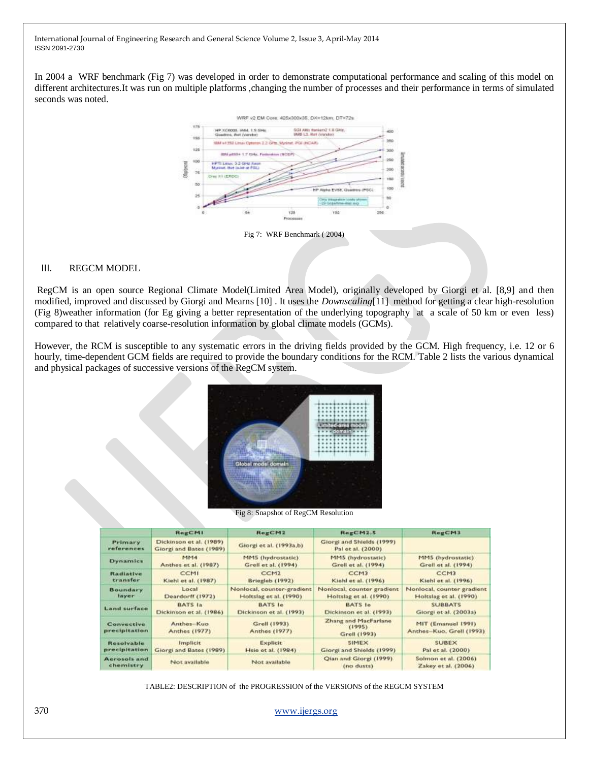In 2004 a WRF benchmark (Fig 7) was developed in order to demonstrate computational performance and scaling of this model on different architectures.It was run on multiple platforms ,changing the number of processes and their performance in terms of simulated seconds was noted.

Fig 7: WRF Benchmark ( 2004)

## III. REGCM MODEL

RegCM is an open source Regional Climate Model(Limited Area Model), originally developed by Giorgi et al. [8,9] and then modified, improved and discussed by Giorgi and Mearns [10] . It uses the *Downscaling*[11] method for getting a clear high-resolution (Fig 8)weather information (for Eg giving a better representation of the underlying topography at a scale of 50 km or even less) compared to that relatively coarse-resolution information by global climate models (GCMs).

However, the RCM is susceptible to any systematic errors in the driving fields provided by the GCM. High frequency, i.e. 12 or 6 hourly, time-dependent GCM fields are required to provide the boundary conditions for the RCM. Table 2 lists the various dynamical and physical packages of successive versions of the RegCM system.

Fig 8: Snapshot of RegCM Resolution

| | RegCM1 | RegCM2 | RegCM2.5 | RegCM3 |
|---|---|---|---|---|
| Primary references | Dickinson et al. (1989) Giorgi and Bates (1989) | Giorgi et al. (1993a,b) | Giorgi and Shields (1999) Pal et al. (2000) | |
| Dynamics | MM4 Anthes et al. (1987) | MM5 (hydrostatic) Grell et al. (1994) | MM5 (hydrostatic) Grell et al. (1994) | MM5 (hydrostatic) Grell et al. (1994) |
| Radiative transfer | CCM1 Kiehl et al. (1987) | CCM2 Briegleb (1992) | CCM3 Kiehl et al. (1996) | CCM3 Kiehl et al. (1996) |
| Boundary layer | Local Deardorff (1972) | Nonlocal, counter-gradient Holtslag et al. (1990) | Nonlocal, counter gradient Holtslag et al. (1990) | Nonlocal, counter gradient Holtslag et al. (1990) |
| Land surface | BATS 1a Dickinson et al. (1986) | BATS 1e Dickinson et al. (1993) | BATS 1e Dickinson et al. (1993) | SUBBATS Giorgi et al. (2003a) |
| Convective precipitation | Anthes–Kuo Anthes (1977) | Grell (1993) Anthes (1977) | Zhang and MacFarlane (1995) Grell (1993) | MIT (Emanuel 1991) Anthes–Kuo, Grell (1993) |
| Resolvable precipitation | Implicit Giorgi and Bates (1989) | Explicit Hsie et al. (1984) | SIMEX Giorgi and Shields (1999) | SUBEX Pal et al. (2000) |
| Aerosols and chemistry | Not available | Not available | Qian and Giorgi (1999) (no dusts) | Solmon et al. (2006) Zakey et al. (2006) |

TABLE2: DESCRIPTION of the PROGRESSION of the VERSIONS of the REGCM SYSTEM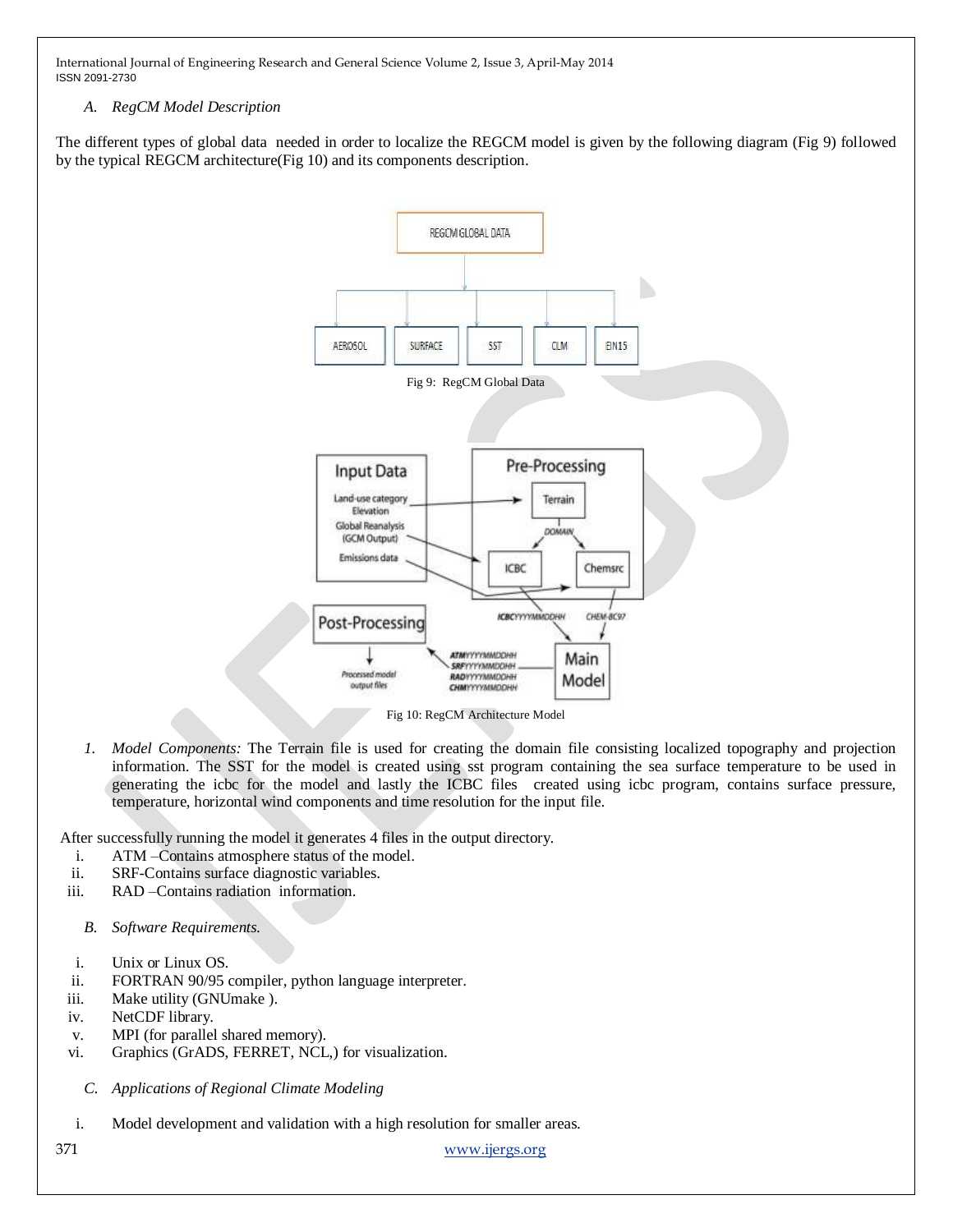*A. RegCM Model Description*

The different types of global data needed in order to localize the REGCM model is given by the following diagram (Fig 9) followed by the typical REGCM architecture(Fig 10) and its components description.

Fig 9: RegCM Global Data

Fig 10: RegCM Architecture Model

1. *Model Components:* The Terrain file is used for creating the domain file consisting localized topography and projection information. The SST for the model is created using sst program containing the sea surface temperature to be used in generating the icbc for the model and lastly the ICBC files created using icbc program, contains surface pressure, temperature, horizontal wind components and time resolution for the input file.

After successfully running the model it generates 4 files in the output directory.

i. ATM –Contains atmosphere status of the model.
ii. SRF-Contains surface diagnostic variables.
iii. RAD –Contains radiation information.

*B. Software Requirements.*

i. Unix or Linux OS.
ii. FORTRAN 90/95 compiler, python language interpreter.
iii. Make utility (GNUmake ).
iv. NetCDF library.
v. MPI (for parallel shared memory).
vi. Graphics (GrADS, FERRET, NCL,) for visualization.

*C. Applications of Regional Climate Modeling*

i. Model development and validation with a high resolution for smaller areas.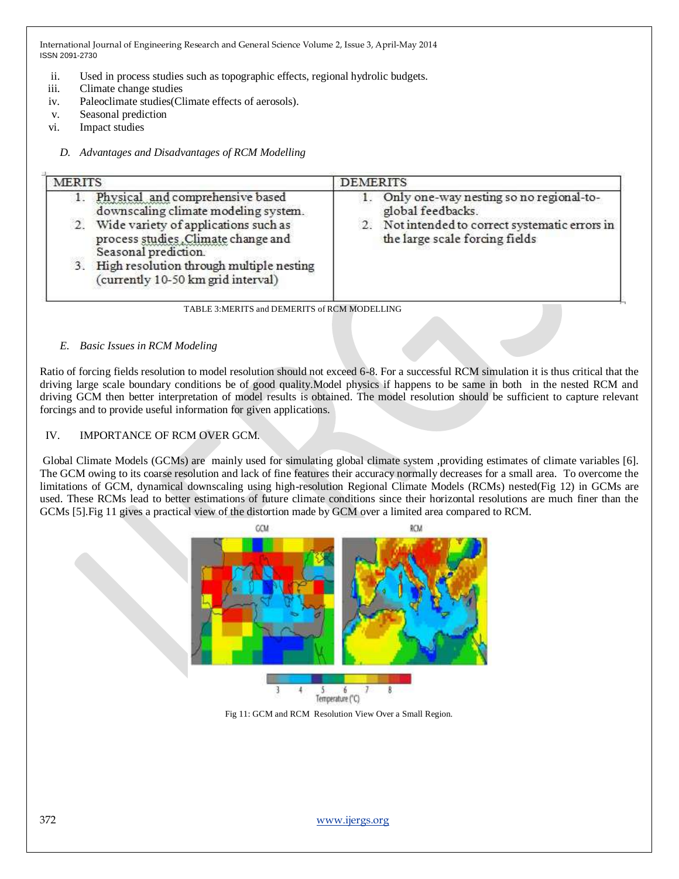ii. Used in process studies such as topographic effects, regional hydrolic budgets.
iii. Climate change studies
iv. Paleoclimate studies(Climate effects of aerosols).
v. Seasonal prediction
vi. Impact studies

*D. Advantages and Disadvantages of RCM Modelling*

| MERITS | DEMERITS |
|---|---|
| 1. Physical and comprehensive based downscaling climate modeling system. <br> 2. Wide variety of applications such as process studies ,Climate change and Seasonal prediction. <br> 3. High resolution through multiple nesting (currently 10-50 km grid interval) | 1. Only one-way nesting so no regional-to-global feedbacks. <br> 2. Not intended to correct systematic errors in the large scale forcing fields |

TABLE 3:MERITS and DEMERITS of RCM MODELLING

*E. Basic Issues in RCM Modeling*

Ratio of forcing fields resolution to model resolution should not exceed 6-8. For a successful RCM simulation it is thus critical that the driving large scale boundary conditions be of good quality.Model physics if happens to be same in both in the nested RCM and driving GCM then better interpretation of model results is obtained. The model resolution should be sufficient to capture relevant forcings and to provide useful information for given applications.

IV. IMPORTANCE OF RCM OVER GCM.

Global Climate Models (GCMs) are mainly used for simulating global climate system ,providing estimates of climate variables [6]. The GCM owing to its coarse resolution and lack of fine features their accuracy normally decreases for a small area. To overcome the limitations of GCM, dynamical downscaling using high-resolution Regional Climate Models (RCMs) nested(Fig 12) in GCMs are used. These RCMs lead to better estimations of future climate conditions since their horizontal resolutions are much finer than the GCMs [5].Fig 11 gives a practical view of the distortion made by GCM over a limited area compared to RCM.

Fig 11: GCM and RCM Resolution View Over a Small Region.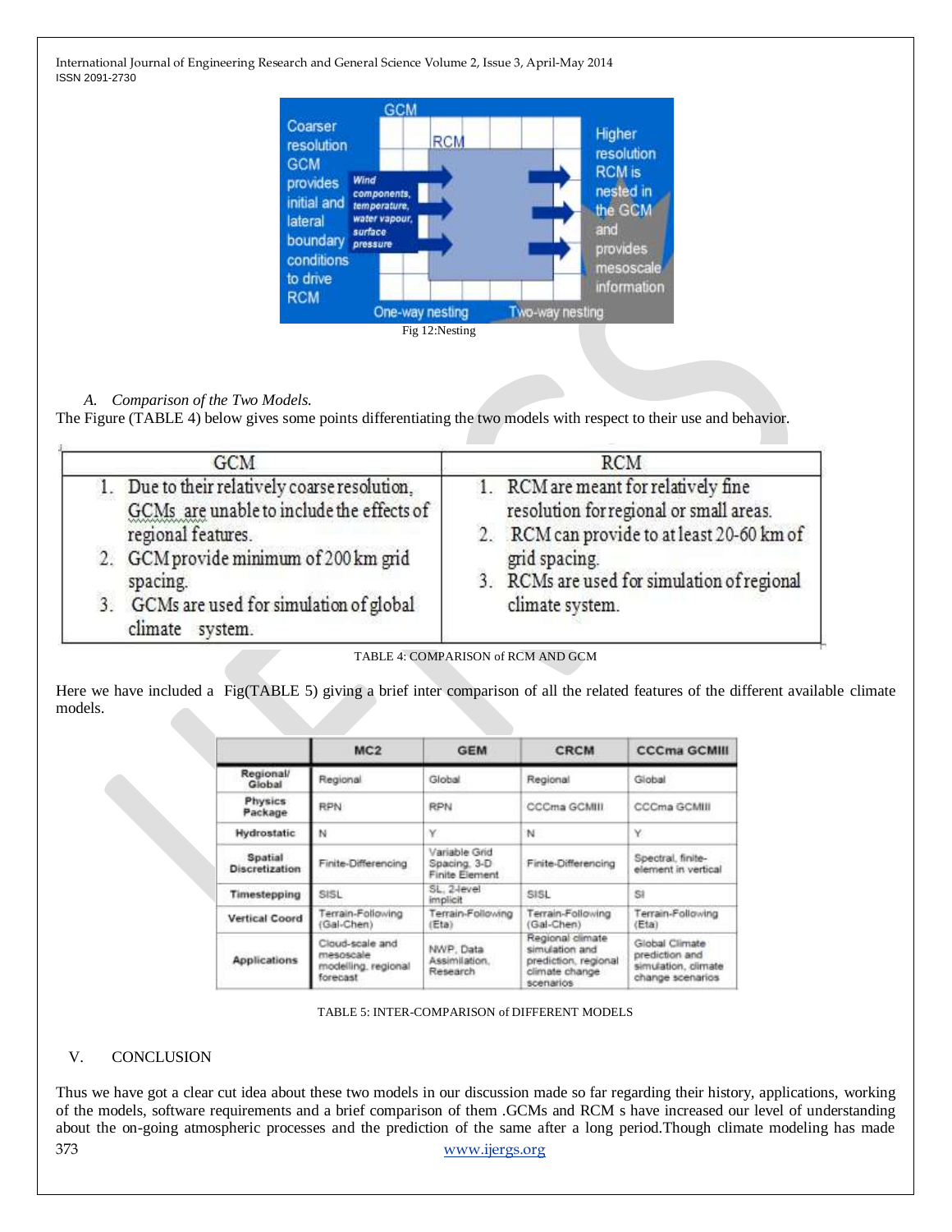Fig 12:Nesting

### A. Comparison of the Two Models.

The Figure (TABLE 4) below gives some points differentiating the two models with respect to their use and behavior.

| GCM | RCM |
| --- | --- |
| 1. Due to their relatively coarse resolution, GCMs are unable to include the effects of regional features.<br>2. GCM provide minimum of 200 km grid spacing.<br>3. GCMs are used for simulation of global climate system. | 1. RCM are meant for relatively fine resolution for regional or small areas.<br>2. RCM can provide to at least 20-60 km of grid spacing.<br>3. RCMs are used for simulation of regional climate system. |

TABLE 4: COMPARISON of RCM AND GCM

Here we have included a Fig(TABLE 5) giving a brief inter comparison of all the related features of the different available climate models.

| | MC2 | GEM | CRCM | CCCma GCMIII |
| --- | --- | --- | --- | --- |
| Regional/ Global | Regional | Global | Regional | Global |
| Physics Package | RPN | RPN | CCCma GCMIII | CCCma GCMIII |
| Hydrostatic | N | Y | N | Y |
| Spatial Discretization | Finite-Differencing | Variable Grid Spacing, 3-D Finite Element | Finite-Differencing | Spectral, finite-element in vertical |
| Timestepping | SISL | SL, 2-level implicit | SISL | SI |
| Vertical Coord | Terrain-Following (Gal-Chen) | Terrain-Following (Eta) | Terrain-Following (Gal-Chen) | Terrain-Following (Eta) |
| Applications | Cloud-scale and mesoscale modelling, regional forecast | NWP, Data Assimilation, Research | Regional climate simulation and prediction, regional climate change scenarios | Global Climate prediction and simulation, climate change scenarios |

TABLE 5: INTER-COMPARISON of DIFFERENT MODELS

## V. CONCLUSION

Thus we have got a clear cut idea about these two models in our discussion made so far regarding their history, applications, working of the models, software requirements and a brief comparison of them .GCMs and RCM s have increased our level of understanding about the on-going atmospheric processes and the prediction of the same after a long period.Though climate modeling has made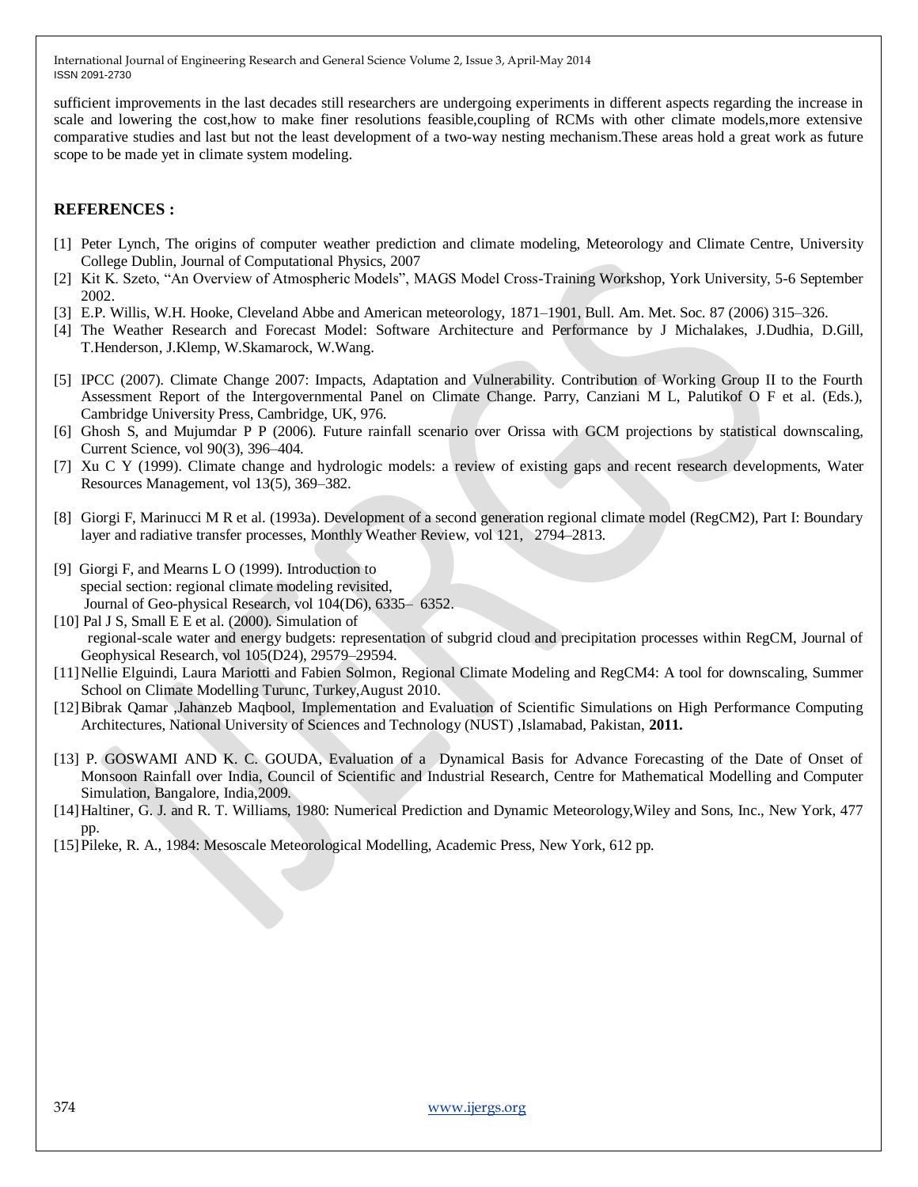sufficient improvements in the last decades still researchers are undergoing experiments in different aspects regarding the increase in scale and lowering the cost,how to make finer resolutions feasible,coupling of RCMs with other climate models,more extensive comparative studies and last but not the least development of a two-way nesting mechanism.These areas hold a great work as future scope to be made yet in climate system modeling.

## REFERENCES :

[1] Peter Lynch, The origins of computer weather prediction and climate modeling, Meteorology and Climate Centre, University College Dublin, Journal of Computational Physics, 2007

[2] Kit K. Szeto, "An Overview of Atmospheric Models", MAGS Model Cross-Training Workshop, York University, 5-6 September 2002.

[3] E.P. Willis, W.H. Hooke, Cleveland Abbe and American meteorology, 1871–1901, Bull. Am. Met. Soc. 87 (2006) 315–326.

[4] The Weather Research and Forecast Model: Software Architecture and Performance by J Michalakes, J.Dudhia, D.Gill, T.Henderson, J.Klemp, W.Skamarock, W.Wang.

[5] IPCC (2007). Climate Change 2007: Impacts, Adaptation and Vulnerability. Contribution of Working Group II to the Fourth Assessment Report of the Intergovernmental Panel on Climate Change. Parry, Canziani M L, Palutikof O F et al. (Eds.), Cambridge University Press, Cambridge, UK, 976.

[6] Ghosh S, and Mujumdar P P (2006). Future rainfall scenario over Orissa with GCM projections by statistical downscaling, Current Science, vol 90(3), 396–404.

[7] Xu C Y (1999). Climate change and hydrologic models: a review of existing gaps and recent research developments, Water Resources Management, vol 13(5), 369–382.

[8] Giorgi F, Marinucci M R et al. (1993a). Development of a second generation regional climate model (RegCM2), Part I: Boundary layer and radiative transfer processes, Monthly Weather Review, vol 121, 2794–2813.

[9] Giorgi F, and Mearns L O (1999). Introduction to special section: regional climate modeling revisited, Journal of Geo-physical Research, vol 104(D6), 6335– 6352.

[10] Pal J S, Small E E et al. (2000). Simulation of regional-scale water and energy budgets: representation of subgrid cloud and precipitation processes within RegCM, Journal of Geophysical Research, vol 105(D24), 29579–29594.

[11] Nellie Elguindi, Laura Mariotti and Fabien Solmon, Regional Climate Modeling and RegCM4: A tool for downscaling, Summer School on Climate Modelling Turunc, Turkey,August 2010.

[12] Bibrak Qamar ,Jahanzeb Maqbool, Implementation and Evaluation of Scientific Simulations on High Performance Computing Architectures, National University of Sciences and Technology (NUST) ,Islamabad, Pakistan, **2011.**

[13] P. GOSWAMI AND K. C. GOUDA, Evaluation of a Dynamical Basis for Advance Forecasting of the Date of Onset of Monsoon Rainfall over India, Council of Scientific and Industrial Research, Centre for Mathematical Modelling and Computer Simulation, Bangalore, India,2009.

[14] Haltiner, G. J. and R. T. Williams, 1980: Numerical Prediction and Dynamic Meteorology,Wiley and Sons, Inc., New York, 477 pp.

[15] Pileke, R. A., 1984: Mesoscale Meteorological Modelling, Academic Press, New York, 612 pp.